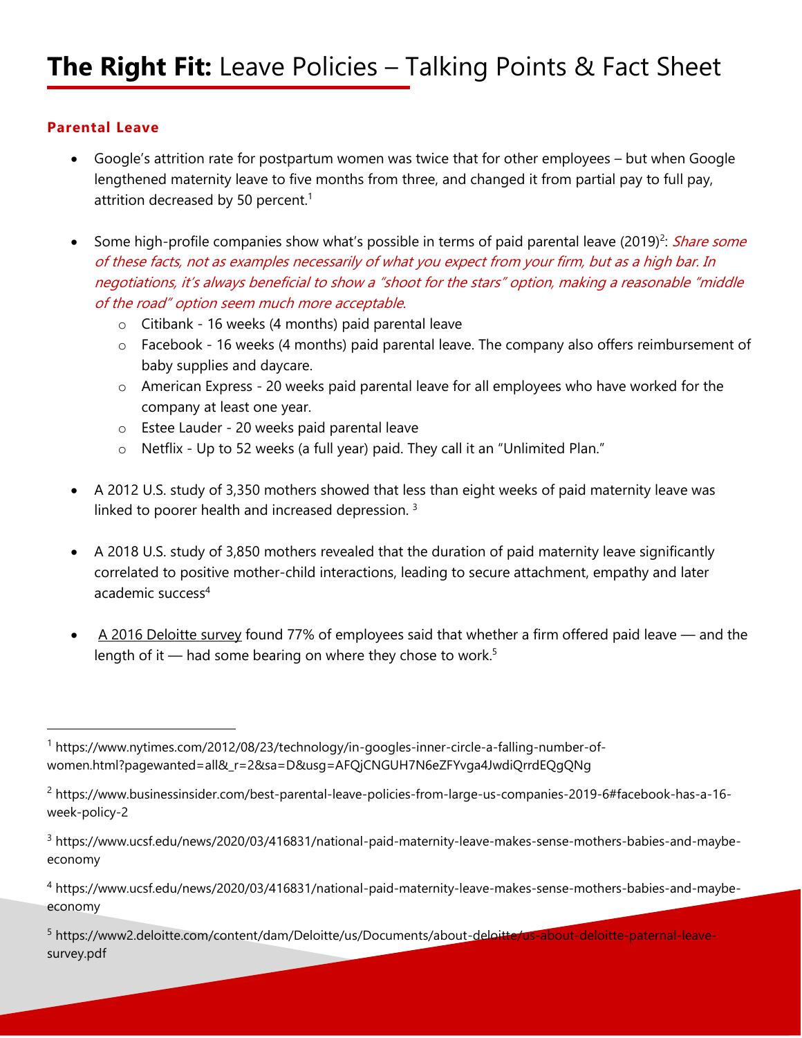# **The Right Fit:** Leave Policies – Talking Points & Fact Sheet

### Parental Leave

- Google's attrition rate for postpartum women was twice that for other employees – but when Google lengthened maternity leave to five months from three, and changed it from partial pay to full pay, attrition decreased by 50 percent.[1]

- Some high-profile companies show what's possible in terms of paid parental leave (2019)[2]: *Share some of these facts, not as examples necessarily of what you expect from your firm, but as a high bar. In negotiations, it's always beneficial to show a "shoot for the stars" option, making a reasonable "middle of the road" option seem much more acceptable.*
  - Citibank - 16 weeks (4 months) paid parental leave
  - Facebook - 16 weeks (4 months) paid parental leave. The company also offers reimbursement of baby supplies and daycare.
  - American Express - 20 weeks paid parental leave for all employees who have worked for the company at least one year.
  - Estee Lauder - 20 weeks paid parental leave
  - Netflix - Up to 52 weeks (a full year) paid. They call it an "Unlimited Plan."

- A 2012 U.S. study of 3,350 mothers showed that less than eight weeks of paid maternity leave was linked to poorer health and increased depression. [3]

- A 2018 U.S. study of 3,850 mothers revealed that the duration of paid maternity leave significantly correlated to positive mother-child interactions, leading to secure attachment, empathy and later academic success[4]

- A 2016 Deloitte survey found 77% of employees said that whether a firm offered paid leave — and the length of it — had some bearing on where they chose to work.[5]

---

[1] https://www.nytimes.com/2012/08/23/technology/in-googles-inner-circle-a-falling-number-of-women.html?pagewanted=all&_r=2&sa=D&usg=AFQjCNGUH7N6eZFYvga4JwdiQrrdEQgQNg

[2] https://www.businessinsider.com/best-parental-leave-policies-from-large-us-companies-2019-6#facebook-has-a-16-week-policy-2

[3] https://www.ucsf.edu/news/2020/03/416831/national-paid-maternity-leave-makes-sense-mothers-babies-and-maybe-economy

[4] https://www.ucsf.edu/news/2020/03/416831/national-paid-maternity-leave-makes-sense-mothers-babies-and-maybe-economy

[5] https://www2.deloitte.com/content/dam/Deloitte/us/Documents/about-deloitte/us-about-deloitte-paternal-leave-survey.pdf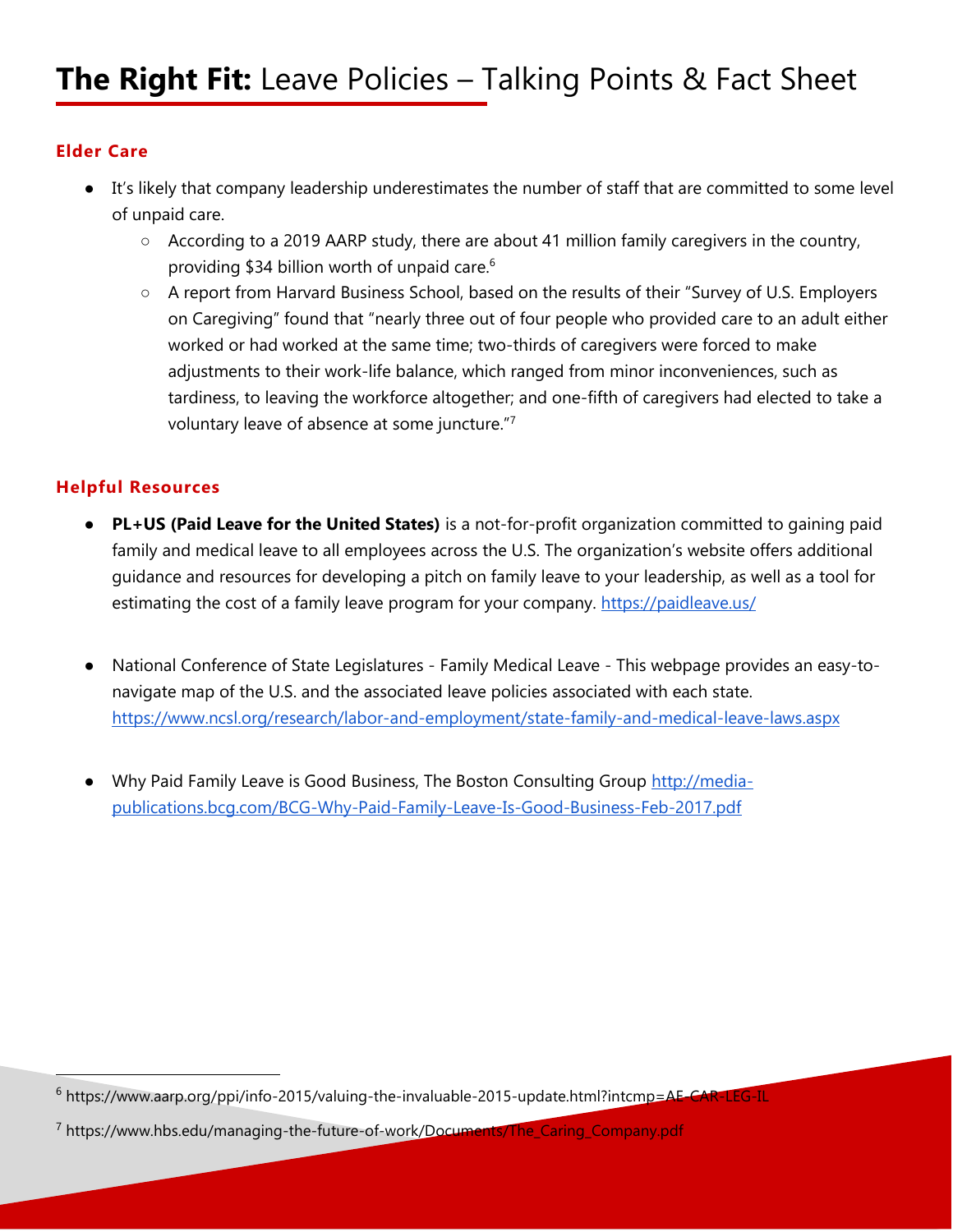# **The Right Fit:** Leave Policies – Talking Points & Fact Sheet

### Elder Care

- It's likely that company leadership underestimates the number of staff that are committed to some level of unpaid care.
  - According to a 2019 AARP study, there are about 41 million family caregivers in the country, providing $34 billion worth of unpaid care.[6]
  - A report from Harvard Business School, based on the results of their "Survey of U.S. Employers on Caregiving" found that "nearly three out of four people who provided care to an adult either worked or had worked at the same time; two-thirds of caregivers were forced to make adjustments to their work-life balance, which ranged from minor inconveniences, such as tardiness, to leaving the workforce altogether; and one-fifth of caregivers had elected to take a voluntary leave of absence at some juncture."[7]

### Helpful Resources

- **PL+US (Paid Leave for the United States)** is a not-for-profit organization committed to gaining paid family and medical leave to all employees across the U.S. The organization's website offers additional guidance and resources for developing a pitch on family leave to your leadership, as well as a tool for estimating the cost of a family leave program for your company. https://paidleave.us/

- National Conference of State Legislatures - Family Medical Leave - This webpage provides an easy-to-navigate map of the U.S. and the associated leave policies associated with each state. https://www.ncsl.org/research/labor-and-employment/state-family-and-medical-leave-laws.aspx

- Why Paid Family Leave is Good Business, The Boston Consulting Group http://media-publications.bcg.com/BCG-Why-Paid-Family-Leave-Is-Good-Business-Feb-2017.pdf

---

[6] https://www.aarp.org/ppi/info-2015/valuing-the-invaluable-2015-update.html?intcmp=AE-CAR-LEG-IL

[7] https://www.hbs.edu/managing-the-future-of-work/Documents/The_Caring_Company.pdf